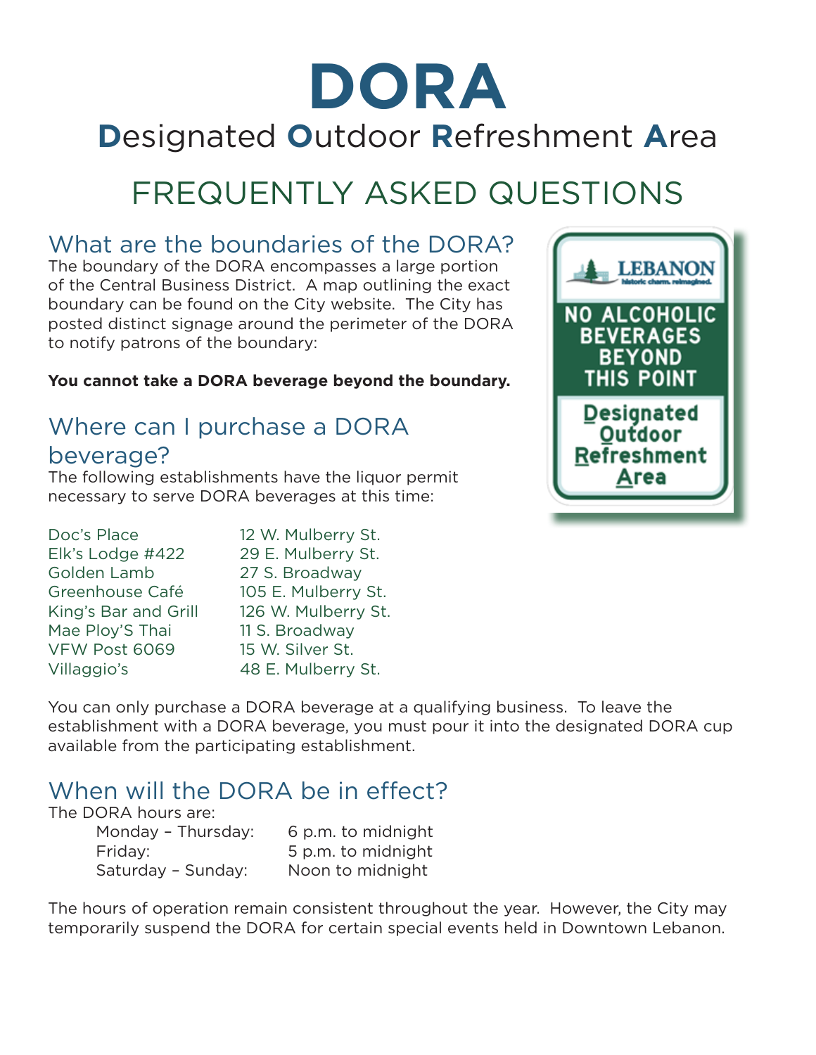# DORA

## Designated Outdoor Refreshment Area

## FREQUENTLY ASKED QUESTIONS

### What are the boundaries of the DORA?

The boundary of the DORA encompasses a large portion of the Central Business District. A map outlining the exact boundary can be found on the City website. The City has posted distinct signage around the perimeter of the DORA to notify patrons of the boundary:

**You cannot take a DORA beverage beyond the boundary.**

LEBANON
historic charm. reimagined.

NO ALCOHOLIC BEVERAGES BEYOND THIS POINT

Designated Outdoor Refreshment Area

### Where can I purchase a DORA beverage?

The following establishments have the liquor permit necessary to serve DORA beverages at this time:

| Establishment | Address |
|---|---|
| Doc's Place | 12 W. Mulberry St. |
| Elk's Lodge #422 | 29 E. Mulberry St. |
| Golden Lamb | 27 S. Broadway |
| Greenhouse Café | 105 E. Mulberry St. |
| King's Bar and Grill | 126 W. Mulberry St. |
| Mae Ploy'S Thai | 11 S. Broadway |
| VFW Post 6069 | 15 W. Silver St. |
| Villaggio's | 48 E. Mulberry St. |

You can only purchase a DORA beverage at a qualifying business. To leave the establishment with a DORA beverage, you must pour it into the designated DORA cup available from the participating establishment.

### When will the DORA be in effect?

The DORA hours are:

| Days | Hours |
|---|---|
| Monday – Thursday: | 6 p.m. to midnight |
| Friday: | 5 p.m. to midnight |
| Saturday – Sunday: | Noon to midnight |

The hours of operation remain consistent throughout the year. However, the City may temporarily suspend the DORA for certain special events held in Downtown Lebanon.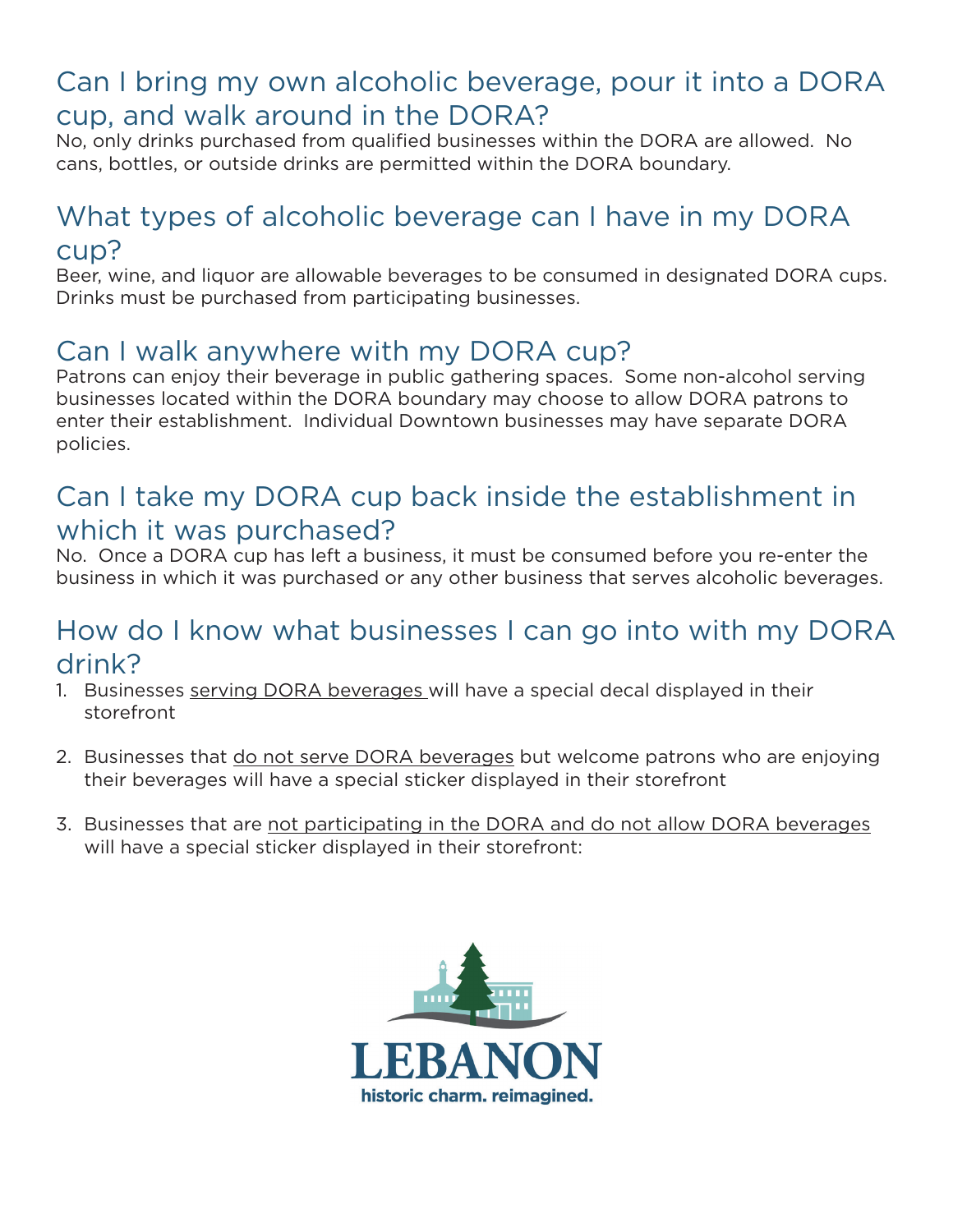## Can I bring my own alcoholic beverage, pour it into a DORA cup, and walk around in the DORA?

No, only drinks purchased from qualified businesses within the DORA are allowed. No cans, bottles, or outside drinks are permitted within the DORA boundary.

## What types of alcoholic beverage can I have in my DORA cup?

Beer, wine, and liquor are allowable beverages to be consumed in designated DORA cups. Drinks must be purchased from participating businesses.

## Can I walk anywhere with my DORA cup?

Patrons can enjoy their beverage in public gathering spaces. Some non-alcohol serving businesses located within the DORA boundary may choose to allow DORA patrons to enter their establishment. Individual Downtown businesses may have separate DORA policies.

## Can I take my DORA cup back inside the establishment in which it was purchased?

No. Once a DORA cup has left a business, it must be consumed before you re-enter the business in which it was purchased or any other business that serves alcoholic beverages.

## How do I know what businesses I can go into with my DORA drink?

1. Businesses serving DORA beverages will have a special decal displayed in their storefront
2. Businesses that do not serve DORA beverages but welcome patrons who are enjoying their beverages will have a special sticker displayed in their storefront
3. Businesses that are not participating in the DORA and do not allow DORA beverages will have a special sticker displayed in their storefront:

LEBANON
historic charm. reimagined.